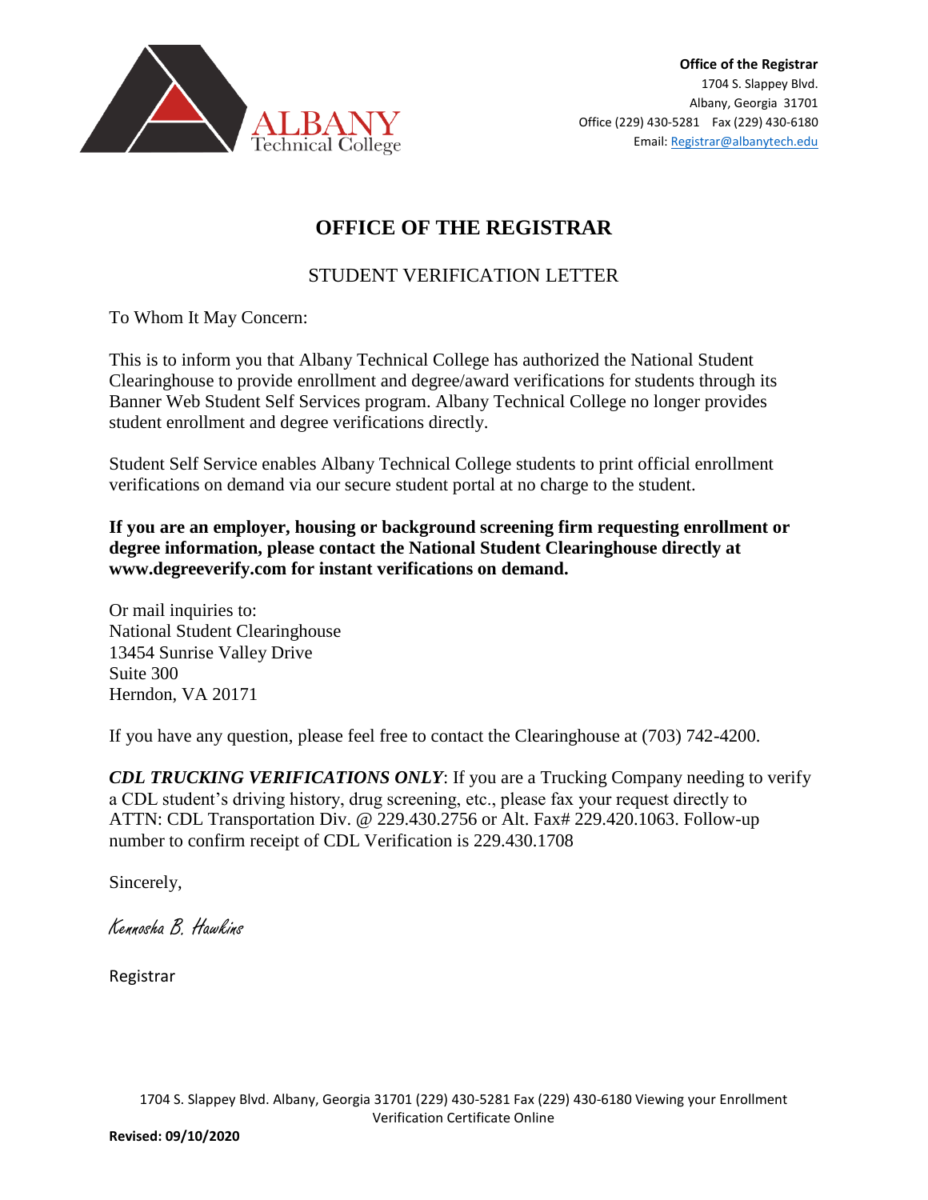**Office of the Registrar**
1704 S. Slappey Blvd.
Albany, Georgia 31701
Office (229) 430-5281 Fax (229) 430-6180
Email: Registrar@albanytech.edu

# OFFICE OF THE REGISTRAR

## STUDENT VERIFICATION LETTER

To Whom It May Concern:

This is to inform you that Albany Technical College has authorized the National Student Clearinghouse to provide enrollment and degree/award verifications for students through its Banner Web Student Self Services program. Albany Technical College no longer provides student enrollment and degree verifications directly.

Student Self Service enables Albany Technical College students to print official enrollment verifications on demand via our secure student portal at no charge to the student.

**If you are an employer, housing or background screening firm requesting enrollment or degree information, please contact the National Student Clearinghouse directly at www.degreeverify.com for instant verifications on demand.**

Or mail inquiries to:
National Student Clearinghouse
13454 Sunrise Valley Drive
Suite 300
Herndon, VA 20171

If you have any question, please feel free to contact the Clearinghouse at (703) 742-4200.

***CDL TRUCKING VERIFICATIONS ONLY***: If you are a Trucking Company needing to verify a CDL student's driving history, drug screening, etc., please fax your request directly to ATTN: CDL Transportation Div. @ 229.430.2756 or Alt. Fax# 229.420.1063. Follow-up number to confirm receipt of CDL Verification is 229.430.1708

Sincerely,

Kennosha B. Hawkins

Registrar

1704 S. Slappey Blvd. Albany, Georgia 31701 (229) 430-5281 Fax (229) 430-6180 Viewing your Enrollment Verification Certificate Online

**Revised: 09/10/2020**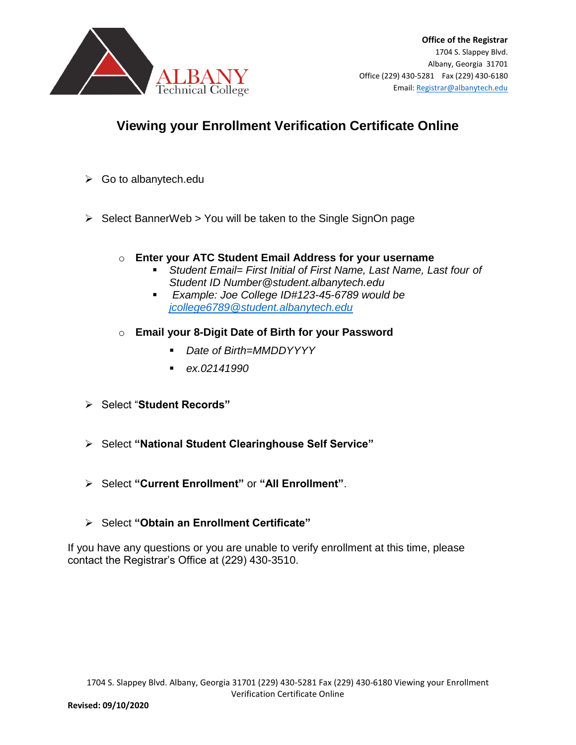**Office of the Registrar**
1704 S. Slappey Blvd.
Albany, Georgia 31701
Office (229) 430-5281 Fax (229) 430-6180
Email: Registrar@albanytech.edu

# Viewing your Enrollment Verification Certificate Online

- Go to albanytech.edu
- Select BannerWeb > You will be taken to the Single SignOn page
  - **Enter your ATC Student Email Address for your username**
    - *Student Email= First Initial of First Name, Last Name, Last four of Student ID Number@student.albanytech.edu*
    - *Example: Joe College ID#123-45-6789 would be jcollege6789@student.albanytech.edu*
  - **Email your 8-Digit Date of Birth for your Password**
    - *Date of Birth=MMDDYYYY*
    - *ex.02141990*
- Select "**Student Records"**
- Select **"National Student Clearinghouse Self Service"**
- Select **"Current Enrollment"** or **"All Enrollment"**.
- Select **"Obtain an Enrollment Certificate"**

If you have any questions or you are unable to verify enrollment at this time, please contact the Registrar's Office at (229) 430-3510.

**Revised: 09/10/2020**